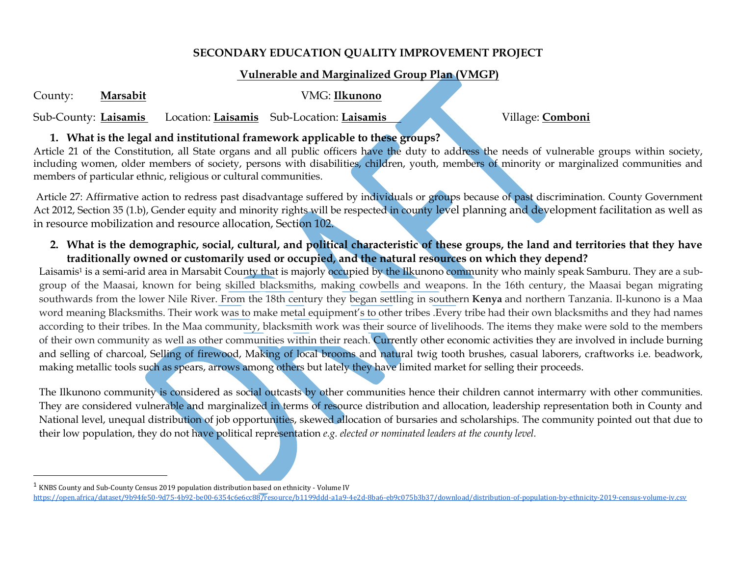**SECONDARY EDUCATION QUALITY IMPROVEMENT PROJECT**

**Vulnerable and Marginalized Group Plan (VMGP)**

County: **Marsabit** VMG: **Ilkunono**

Sub-County: **Laisamis** Location: **Laisamis** Sub-Location: **Laisamis** Village: **Comboni**

### 1. What is the legal and institutional framework applicable to these groups?

Article 21 of the Constitution, all State organs and all public officers have the duty to address the needs of vulnerable groups within society, including women, older members of society, persons with disabilities, children, youth, members of minority or marginalized communities and members of particular ethnic, religious or cultural communities.

Article 27: Affirmative action to redress past disadvantage suffered by individuals or groups because of past discrimination. County Government Act 2012, Section 35 (1.b), Gender equity and minority rights will be respected in county level planning and development facilitation as well as in resource mobilization and resource allocation, Section 102.

### 2. What is the demographic, social, cultural, and political characteristic of these groups, the land and territories that they have traditionally owned or customarily used or occupied, and the natural resources on which they depend?

Laisamis[1] is a semi-arid area in Marsabit County that is majorly occupied by the Ilkunono community who mainly speak Samburu. They are a sub-group of the Maasai, known for being skilled blacksmiths, making cowbells and weapons. In the 16th century, the Maasai began migrating southwards from the lower Nile River. From the 18th century they began settling in southern **Kenya** and northern Tanzania. Il-kunono is a Maa word meaning Blacksmiths. Their work was to make metal equipment's to other tribes .Every tribe had their own blacksmiths and they had names according to their tribes. In the Maa community, blacksmith work was their source of livelihoods. The items they make were sold to the members of their own community as well as other communities within their reach. Currently other economic activities they are involved in include burning and selling of charcoal, Selling of firewood, Making of local brooms and natural twig tooth brushes, casual laborers, craftworks i.e. beadwork, making metallic tools such as spears, arrows among others but lately they have limited market for selling their proceeds.

The Ilkunono community is considered as social outcasts by other communities hence their children cannot intermarry with other communities. They are considered vulnerable and marginalized in terms of resource distribution and allocation, leadership representation both in County and National level, unequal distribution of job opportunities, skewed allocation of bursaries and scholarships. The community pointed out that due to their low population, they do not have political representation *e.g. elected or nominated leaders at the county level*.

---

[1] KNBS County and Sub-County Census 2019 population distribution based on ethnicity - Volume IV
https://open.africa/dataset/9b94fe50-9d75-4b92-be00-6354c6e6cc88/resource/b1199ddd-a1a9-4e2d-8ba6-eb9c075b3b37/download/distribution-of-population-by-ethnicity-2019-census-volume-iv.csv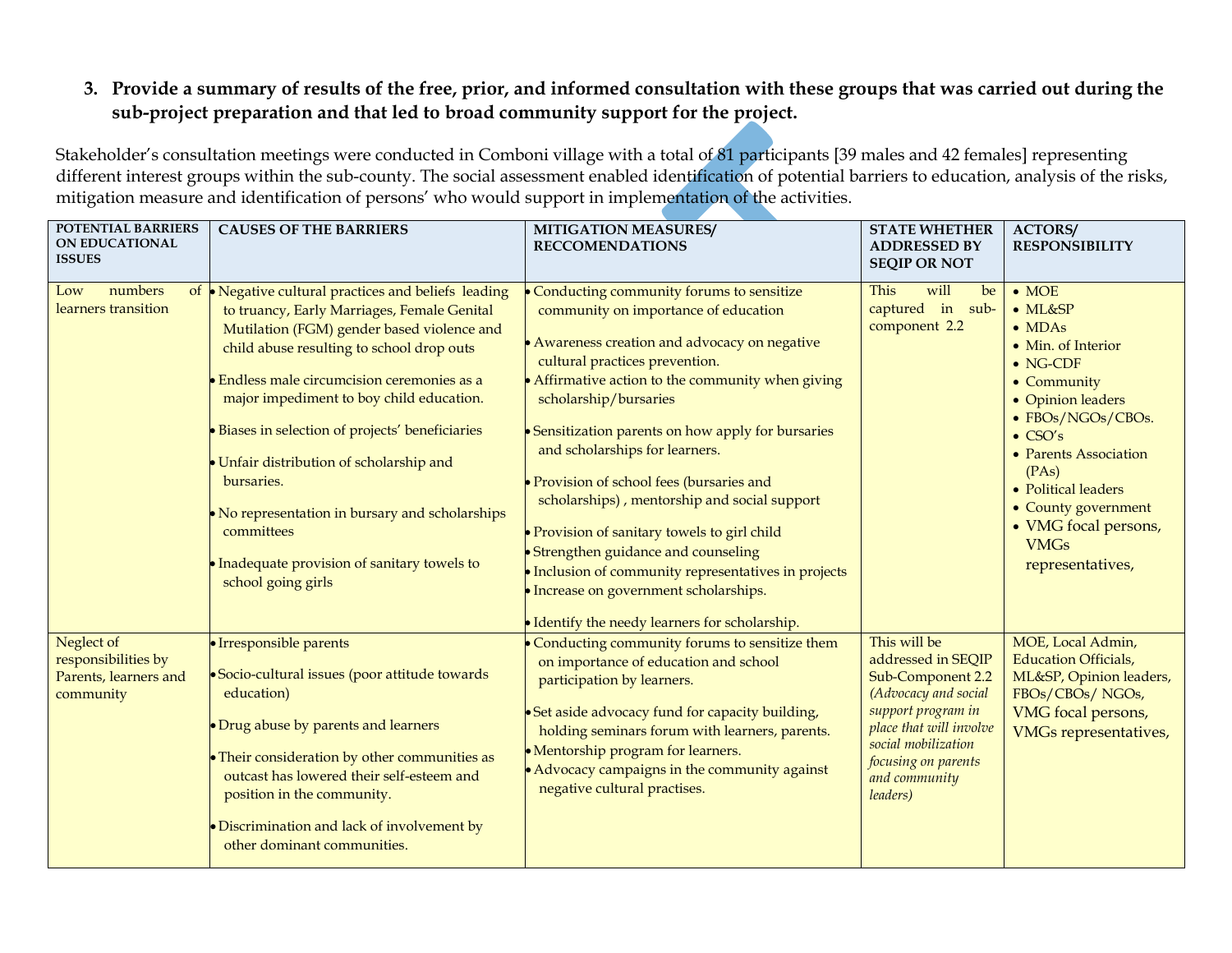3. **Provide a summary of results of the free, prior, and informed consultation with these groups that was carried out during the sub-project preparation and that led to broad community support for the project.**

Stakeholder's consultation meetings were conducted in Comboni village with a total of 81 participants [39 males and 42 females] representing different interest groups within the sub-county. The social assessment enabled identification of potential barriers to education, analysis of the risks, mitigation measure and identification of persons' who would support in implementation of the activities.

| POTENTIAL BARRIERS ON EDUCATIONAL ISSUES | CAUSES OF THE BARRIERS | MITIGATION MEASURES/ RECCOMENDATIONS | STATE WHETHER ADDRESSED BY SEQIP OR NOT | ACTORS/ RESPONSIBILITY |
|---|---|---|---|---|
| Low numbers of learners transition | • Negative cultural practices and beliefs leading to truancy, Early Marriages, Female Genital Mutilation (FGM) gender based violence and child abuse resulting to school drop outs<br>• Endless male circumcision ceremonies as a major impediment to boy child education.<br>• Biases in selection of projects' beneficiaries<br>• Unfair distribution of scholarship and bursaries.<br>• No representation in bursary and scholarships committees<br>• Inadequate provision of sanitary towels to school going girls | • Conducting community forums to sensitize community on importance of education<br>• Awareness creation and advocacy on negative cultural practices prevention.<br>• Affirmative action to the community when giving scholarship/bursaries<br>• Sensitization parents on how apply for bursaries and scholarships for learners.<br>• Provision of school fees (bursaries and scholarships) , mentorship and social support<br>• Provision of sanitary towels to girl child<br>• Strengthen guidance and counseling<br>• Inclusion of community representatives in projects<br>• Increase on government scholarships.<br>• Identify the needy learners for scholarship. | This will be captured in sub-component 2.2 | • MOE<br>• ML&SP<br>• MDAs<br>• Min. of Interior<br>• NG-CDF<br>• Community<br>• Opinion leaders<br>• FBOs/NGOs/CBOs.<br>• CSO's<br>• Parents Association (PAs)<br>• Political leaders<br>• County government<br>• VMG focal persons, VMGs representatives, |
| Neglect of responsibilities by Parents, learners and community | • Irresponsible parents<br>• Socio-cultural issues (poor attitude towards education)<br>• Drug abuse by parents and learners<br>• Their consideration by other communities as outcast has lowered their self-esteem and position in the community.<br>• Discrimination and lack of involvement by other dominant communities. | • Conducting community forums to sensitize them on importance of education and school participation by learners.<br>• Set aside advocacy fund for capacity building, holding seminars forum with learners, parents.<br>• Mentorship program for learners.<br>• Advocacy campaigns in the community against negative cultural practises. | This will be addressed in SEQIP Sub-Component 2.2 *(Advocacy and social support program in place that will involve social mobilization focusing on parents and community leaders)* | MOE, Local Admin, Education Officials, ML&SP, Opinion leaders, FBOs/CBOs/ NGOs, VMG focal persons, VMGs representatives, |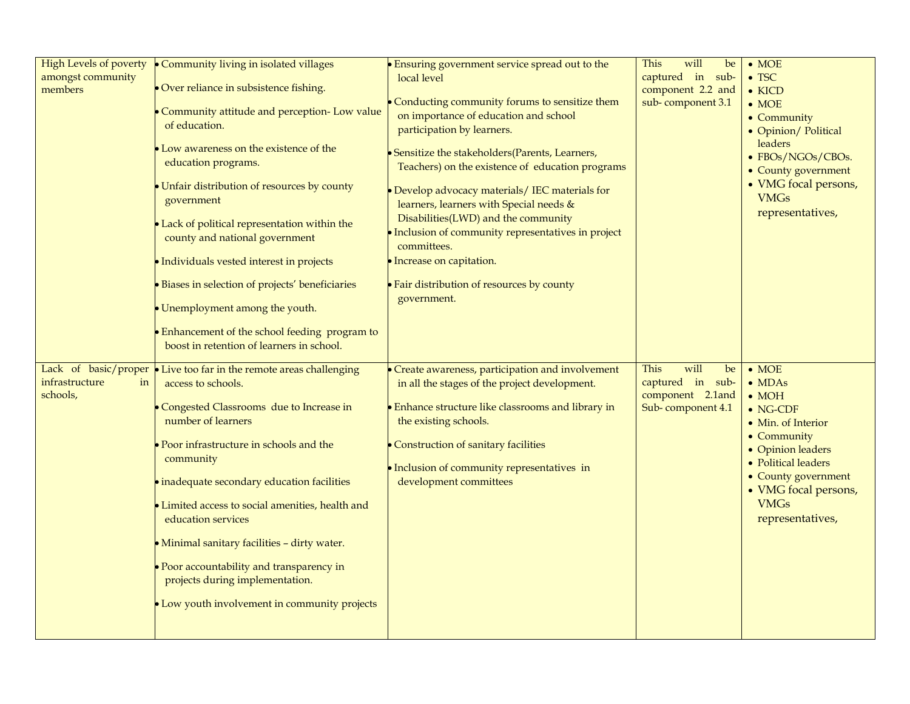| | | | | |
|---|---|---|---|---|
| High Levels of poverty amongst community members | • Community living in isolated villages<br>• Over reliance in subsistence fishing.<br>• Community attitude and perception- Low value of education.<br>• Low awareness on the existence of the education programs.<br>• Unfair distribution of resources by county government<br>• Lack of political representation within the county and national government<br>• Individuals vested interest in projects<br>• Biases in selection of projects' beneficiaries<br>• Unemployment among the youth.<br>• Enhancement of the school feeding program to boost in retention of learners in school. | • Ensuring government service spread out to the local level<br>• Conducting community forums to sensitize them on importance of education and school participation by learners.<br>• Sensitize the stakeholders(Parents, Learners, Teachers) on the existence of education programs<br>• Develop advocacy materials/ IEC materials for learners, learners with Special needs & Disabilities(LWD) and the community<br>• Inclusion of community representatives in project committees.<br>• Increase on capitation.<br>• Fair distribution of resources by county government. | This will be captured in sub-component 2.2 and sub- component 3.1 | • MOE<br>• TSC<br>• KICD<br>• MOE<br>• Community<br>• Opinion/ Political leaders<br>• FBOs/NGOs/CBOs.<br>• County government<br>• VMG focal persons, VMGs representatives, |
| Lack of basic/proper infrastructure in schools, | • Live too far in the remote areas challenging access to schools.<br>• Congested Classrooms due to Increase in number of learners<br>• Poor infrastructure in schools and the community<br>• inadequate secondary education facilities<br>• Limited access to social amenities, health and education services<br>• Minimal sanitary facilities – dirty water.<br>• Poor accountability and transparency in projects during implementation.<br>• Low youth involvement in community projects | • Create awareness, participation and involvement in all the stages of the project development.<br>• Enhance structure like classrooms and library in the existing schools.<br>• Construction of sanitary facilities<br>• Inclusion of community representatives in development committees | This will be captured in sub-component 2.1and Sub- component 4.1 | • MOE<br>• MDAs<br>• MOH<br>• NG-CDF<br>• Min. of Interior<br>• Community<br>• Opinion leaders<br>• Political leaders<br>• County government<br>• VMG focal persons, VMGs representatives, |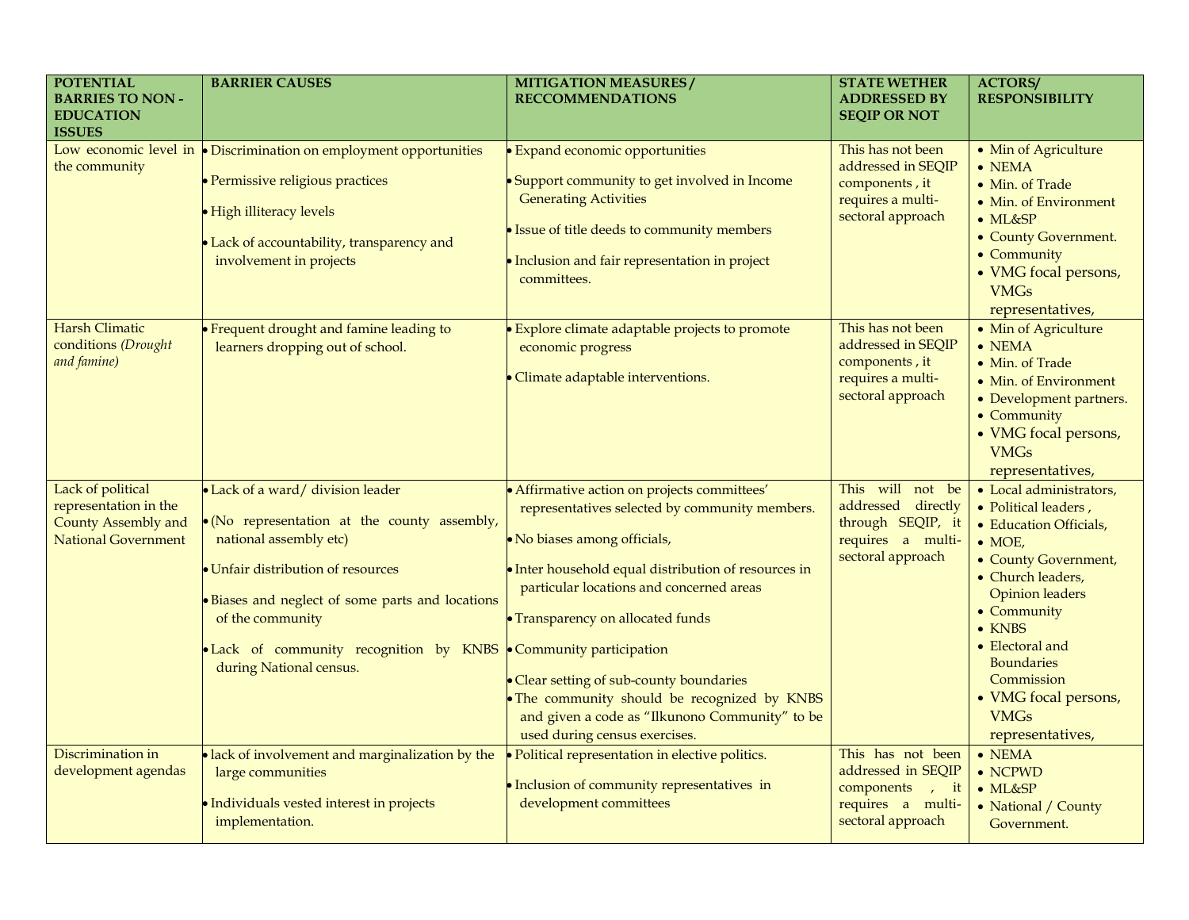| POTENTIAL BARRIES TO NON - EDUCATION ISSUES | BARRIER CAUSES | MITIGATION MEASURES / RECCOMMENDATIONS | STATE WETHER ADDRESSED BY SEQIP OR NOT | ACTORS/ RESPONSIBILITY |
|---|---|---|---|---|
| Low economic level in the community | • Discrimination on employment opportunities<br>• Permissive religious practices<br>• High illiteracy levels<br>• Lack of accountability, transparency and involvement in projects | • Expand economic opportunities<br>• Support community to get involved in Income Generating Activities<br>• Issue of title deeds to community members<br>• Inclusion and fair representation in project committees. | This has not been addressed in SEQIP components , it requires a multi-sectoral approach | • Min of Agriculture<br>• NEMA<br>• Min. of Trade<br>• Min. of Environment<br>• ML&SP<br>• County Government.<br>• Community<br>• VMG focal persons, VMGs representatives, |
| Harsh Climatic conditions *(Drought and famine)* | • Frequent drought and famine leading to learners dropping out of school. | • Explore climate adaptable projects to promote economic progress<br>• Climate adaptable interventions. | This has not been addressed in SEQIP components , it requires a multi-sectoral approach | • Min of Agriculture<br>• NEMA<br>• Min. of Trade<br>• Min. of Environment<br>• Development partners.<br>• Community<br>• VMG focal persons, VMGs representatives, |
| Lack of political representation in the County Assembly and National Government | • Lack of a ward/ division leader<br>• (No representation at the county assembly, national assembly etc)<br>• Unfair distribution of resources<br>• Biases and neglect of some parts and locations of the community<br>• Lack of community recognition by KNBS during National census. | • Affirmative action on projects committees' representatives selected by community members.<br>• No biases among officials,<br>• Inter household equal distribution of resources in particular locations and concerned areas<br>• Transparency on allocated funds<br>• Community participation<br>• Clear setting of sub-county boundaries<br>• The community should be recognized by KNBS and given a code as "Ilkunono Community" to be used during census exercises. | This will not be addressed directly through SEQIP, it requires a multi-sectoral approach | • Local administrators,<br>• Political leaders ,<br>• Education Officials,<br>• MOE,<br>• County Government,<br>• Church leaders, Opinion leaders<br>• Community<br>• KNBS<br>• Electoral and Boundaries Commission<br>• VMG focal persons, VMGs representatives, |
| Discrimination in development agendas | • lack of involvement and marginalization by the large communities<br>• Individuals vested interest in projects implementation. | • Political representation in elective politics.<br>• Inclusion of community representatives in development committees | This has not been addressed in SEQIP components , it requires a multi-sectoral approach | • NEMA<br>• NCPWD<br>• ML&SP<br>• National / County Government. |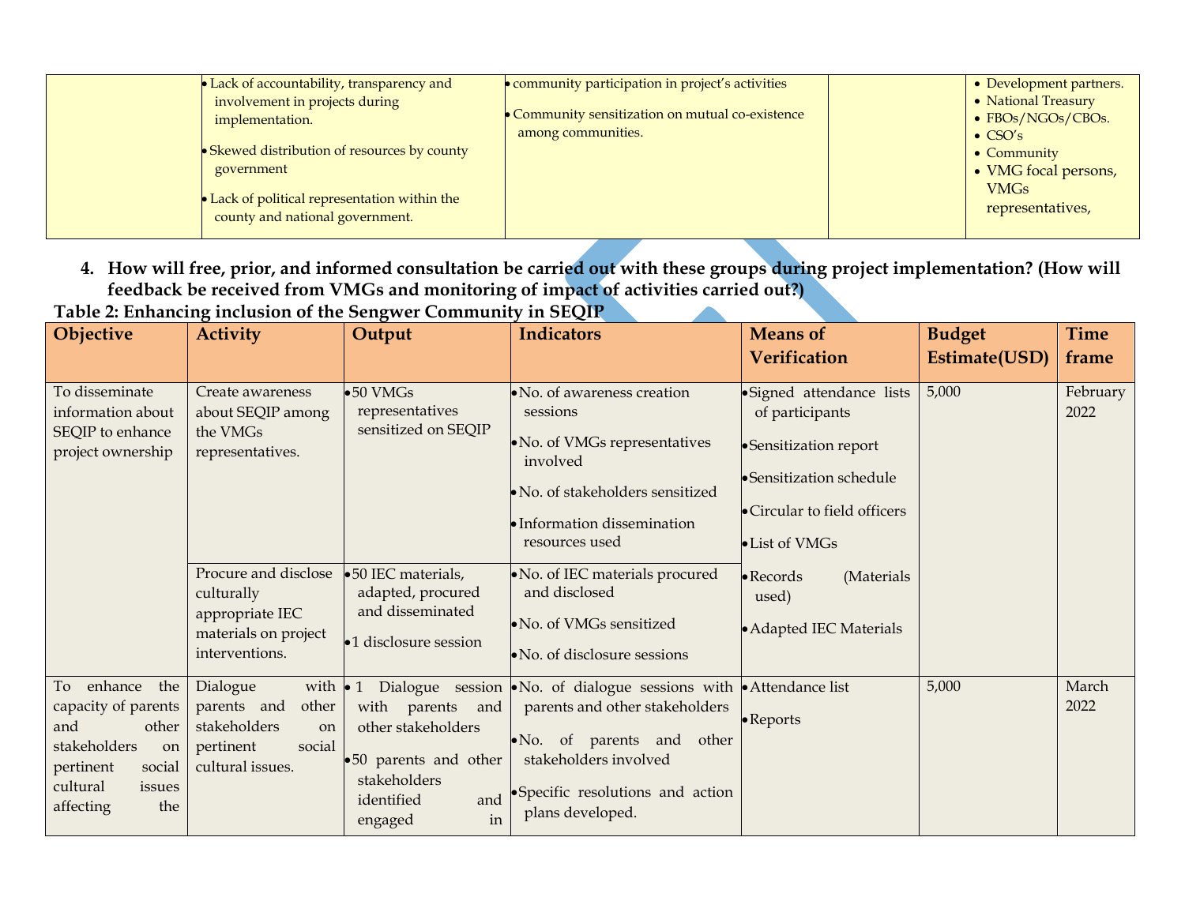| | | | | |
|---|---|---|---|---|
| | • Lack of accountability, transparency and involvement in projects during implementation.<br>• Skewed distribution of resources by county government<br>• Lack of political representation within the county and national government. | • community participation in project's activities<br>• Community sensitization on mutual co-existence among communities. | | • Development partners.<br>• National Treasury<br>• FBOs/NGOs/CBOs.<br>• CSO's<br>• Community<br>• VMG focal persons, VMGs representatives, |

4. **How will free, prior, and informed consultation be carried out with these groups during project implementation? (How will feedback be received from VMGs and monitoring of impact of activities carried out?)**

**Table 2: Enhancing inclusion of the Sengwer Community in SEQIP**

| Objective | Activity | Output | Indicators | Means of Verification | Budget Estimate(USD) | Time frame |
|---|---|---|---|---|---|---|
| To disseminate information about SEQIP to enhance project ownership | Create awareness about SEQIP among the VMGs representatives. | • 50 VMGs representatives sensitized on SEQIP | • No. of awareness creation sessions<br>• No. of VMGs representatives involved<br>• No. of stakeholders sensitized<br>• Information dissemination resources used | • Signed attendance lists of participants<br>• Sensitization report<br>• Sensitization schedule<br>• Circular to field officers<br>• List of VMGs<br>• Records (Materials used)<br>• Adapted IEC Materials | 5,000 | February 2022 |
| | Procure and disclose culturally appropriate IEC materials on project interventions. | • 50 IEC materials, adapted, procured and disseminated<br>• 1 disclosure session | • No. of IEC materials procured and disclosed<br>• No. of VMGs sensitized<br>• No. of disclosure sessions | | | |
| To enhance the capacity of parents and other stakeholders on pertinent social cultural issues affecting the | Dialogue with parents and other stakeholders on pertinent social cultural issues. | • 1 Dialogue session with parents and other stakeholders<br>• 50 parents and other stakeholders identified and engaged in | • No. of dialogue sessions with parents and other stakeholders<br>• No. of parents and other stakeholders involved<br>• Specific resolutions and action plans developed. | • Attendance list<br>• Reports | 5,000 | March 2022 |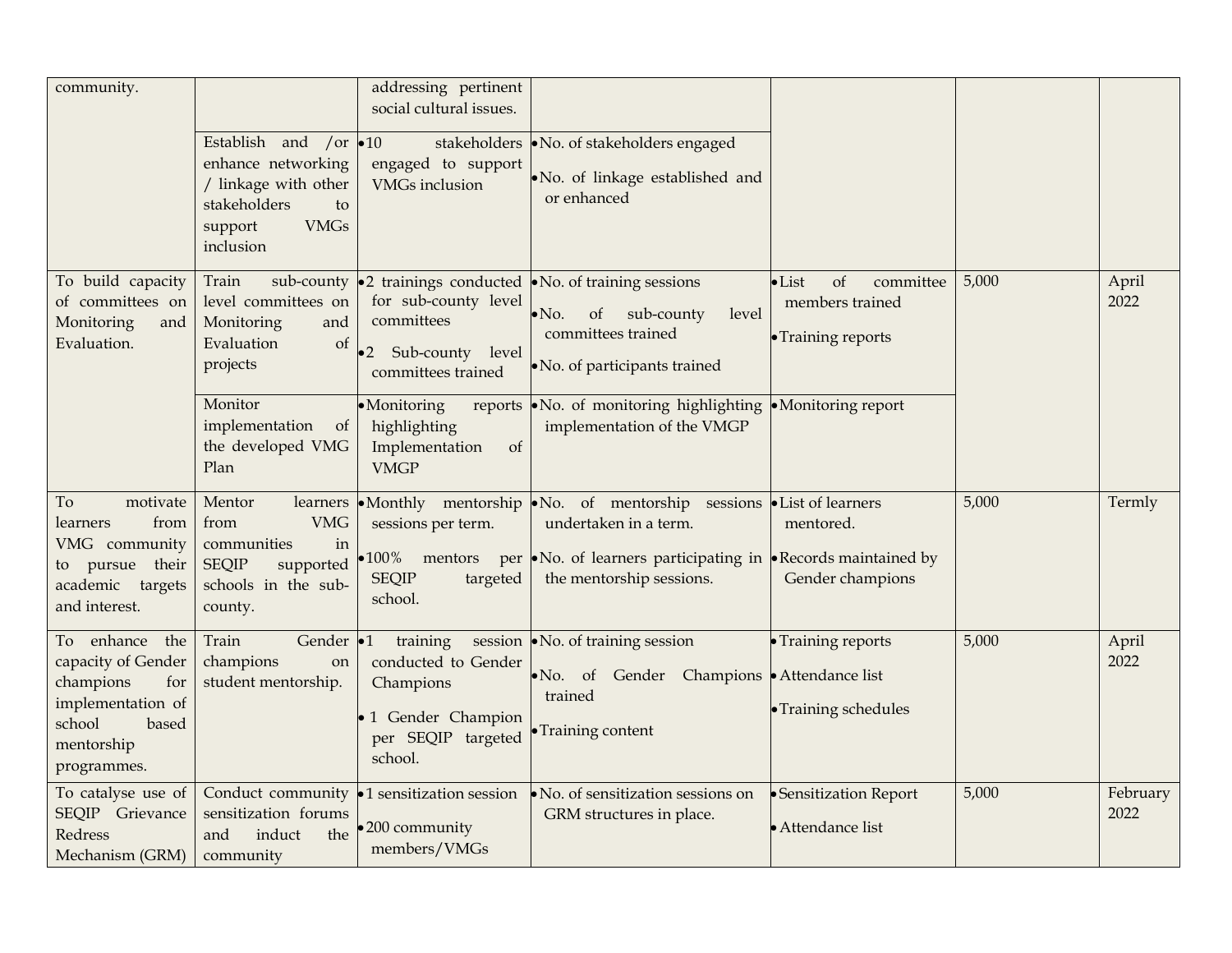| | | | | | | |
|---|---|---|---|---|---|---|
| community. | | addressing pertinent social cultural issues. | | | | |
| | Establish and /or enhance networking / linkage with other stakeholders to support VMGs inclusion | • 10 stakeholders engaged to support VMGs inclusion | • No. of stakeholders engaged<br>• No. of linkage established and or enhanced | | | |
| To build capacity of committees on Monitoring and Evaluation. | Train sub-county level committees on Monitoring and Evaluation of projects | • 2 trainings conducted for sub-county level committees<br>• 2 Sub-county level committees trained | • No. of training sessions<br>• No. of sub-county level committees trained<br>• No. of participants trained | • List of committee members trained<br>• Training reports | 5,000 | April 2022 |
| | Monitor implementation of the developed VMG Plan | • Monitoring reports highlighting Implementation of VMGP | • No. of monitoring highlighting implementation of the VMGP | • Monitoring report | | |
| To motivate learners from VMG community to pursue their academic targets and interest. | Mentor learners from VMG communities in SEQIP supported schools in the sub-county. | • Monthly mentorship sessions per term.<br>• 100% mentors per SEQIP targeted school. | • No. of mentorship sessions undertaken in a term.<br>• No. of learners participating in the mentorship sessions. | • List of learners mentored.<br>• Records maintained by Gender champions | 5,000 | Termly |
| To enhance the capacity of Gender champions for implementation of school based mentorship programmes. | Train Gender champions on student mentorship. | • 1 training session conducted to Gender Champions<br>• 1 Gender Champion per SEQIP targeted school. | • No. of training session<br>• No. of Gender Champions trained<br>• Training content | • Training reports<br>• Attendance list<br>• Training schedules | 5,000 | April 2022 |
| To catalyse use of SEQIP Grievance Redress Mechanism (GRM) | Conduct community sensitization forums and induct the community | • 1 sensitization session<br>• 200 community members/VMGs | • No. of sensitization sessions on GRM structures in place. | • Sensitization Report<br>• Attendance list | 5,000 | February 2022 |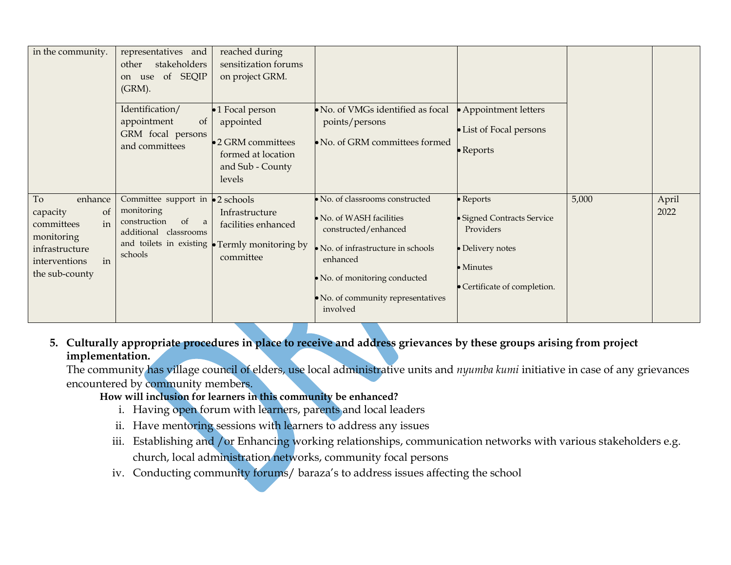| | | | | | | |
|---|---|---|---|---|---|---|
| in the community. | representatives and other stakeholders on use of SEQIP (GRM). | reached during sensitization forums on project GRM. | | | | |
| | Identification/ appointment of GRM focal persons and committees | • 1 Focal person appointed<br>• 2 GRM committees formed at location and Sub - County levels | • No. of VMGs identified as focal points/persons<br>• No. of GRM committees formed | • Appointment letters<br>• List of Focal persons<br>• Reports | | |
| To enhance capacity of committees in monitoring infrastructure interventions in the sub-county | Committee support in monitoring construction of a additional classrooms and toilets in existing schools | • 2 schools Infrastructure facilities enhanced<br>• Termly monitoring by committee | • No. of classrooms constructed<br>• No. of WASH facilities constructed/enhanced<br>• No. of infrastructure in schools enhanced<br>• No. of monitoring conducted<br>• No. of community representatives involved | • Reports<br>• Signed Contracts Service Providers<br>• Delivery notes<br>• Minutes<br>• Certificate of completion. | 5,000 | April 2022 |

5. **Culturally appropriate procedures in place to receive and address grievances by these groups arising from project implementation.**

The community has village council of elders, use local administrative units and *nyumba kumi* initiative in case of any grievances encountered by community members.

**How will inclusion for learners in this community be enhanced?**

i. Having open forum with learners, parents and local leaders
ii. Have mentoring sessions with learners to address any issues
iii. Establishing and /or Enhancing working relationships, communication networks with various stakeholders e.g. church, local administration networks, community focal persons
iv. Conducting community forums/ baraza's to address issues affecting the school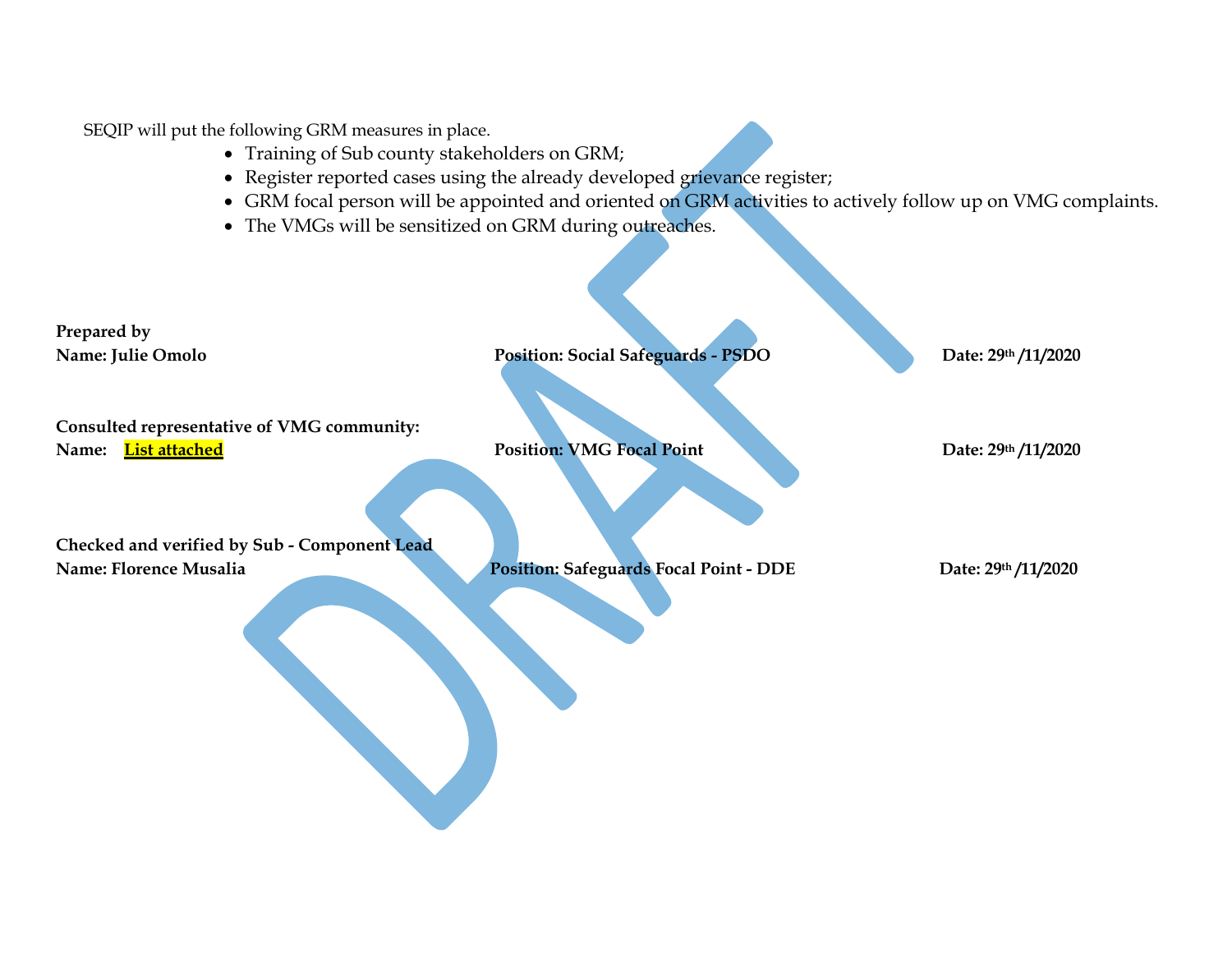SEQIP will put the following GRM measures in place.

- Training of Sub county stakeholders on GRM;
- Register reported cases using the already developed grievance register;
- GRM focal person will be appointed and oriented on GRM activities to actively follow up on VMG complaints.
- The VMGs will be sensitized on GRM during outreaches.

**Prepared by**

| **Name: Julie Omolo** | **Position: Social Safeguards - PSDO** | **Date: 29th /11/2020** |
|---|---|---|

**Consulted representative of VMG community:**

| **Name: List attached** | **Position: VMG Focal Point** | **Date: 29th /11/2020** |
|---|---|---|

**Checked and verified by Sub - Component Lead**

| **Name: Florence Musalia** | **Position: Safeguards Focal Point - DDE** | **Date: 29th /11/2020** |
|---|---|---|

DRAFT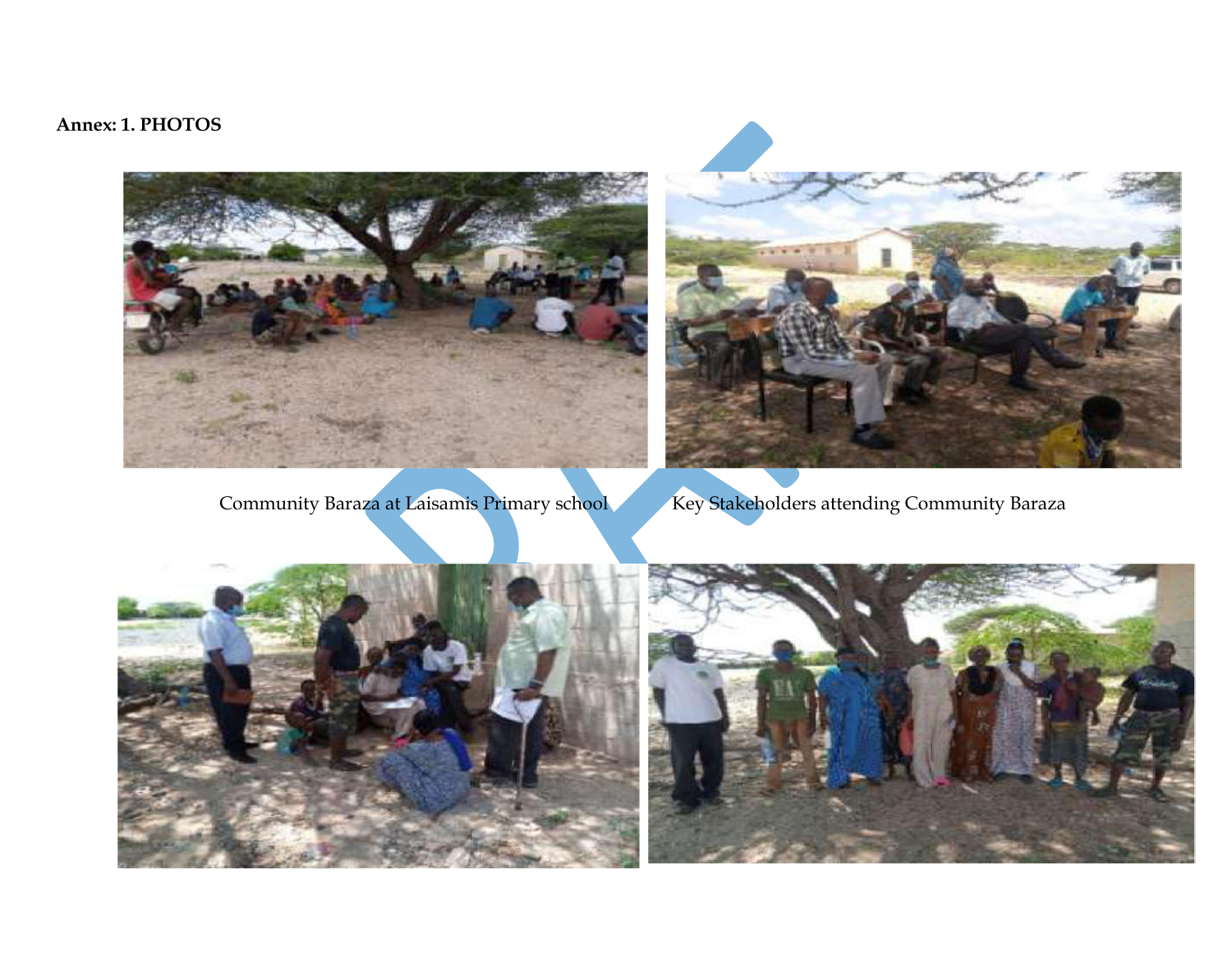**Annex: 1. PHOTOS**

Community Baraza at Laisamis Primary school

Key Stakeholders attending Community Baraza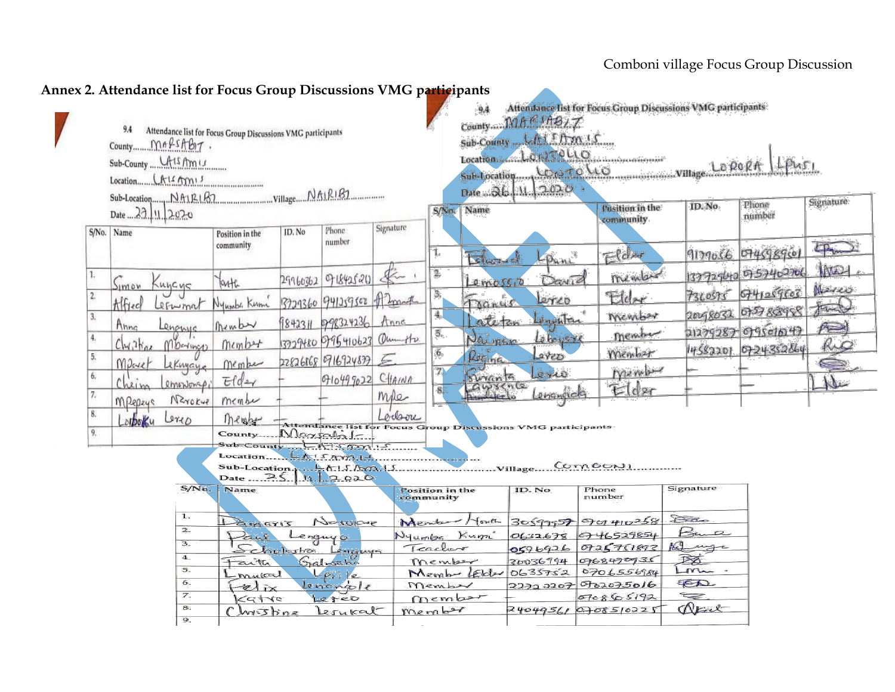Comboni village Focus Group Discussion

## Annex 2. Attendance list for Focus Group Discussions VMG participants

9.4 Attendance list for Focus Group Discussions VMG participants

County....MARSABIT
Sub-County ....LAISAMIS
Location.......LAISAMIS
Sub-Location.......NAIRIBI ......Village.....NAIRIBI
Date ....27|11|2020

| S/No. | Name | Position in the community | ID. No | Phone number | Signature |
|---|---|---|---|---|---|
| 1. | Simon Kuyeys | Youth | 29960362 | 0718425210 | |
| 2. | Alfred Lepumat | Nyumba Kumi | 13229360 | 0741259502 | |
| 3. | Anna Lenguye | Member | 1842311 | 0798324236 | Anne |
| 4. | Christine Mbaringo | Member | 13229480 | 0795410623 | |
| 5. | Mpoet Lekuyaye | Member | 22826868 | 0716924877 | |
| 6. | Cheina Lemowonspi | Elder | - | 0710499022 | CHAINA |
| 7. | Mpepeye Nzrokwe | member | - | - | Mpe |
| 8. | Loiboku Lereo | Member | - | - | Leiboru |
| 9. | | | | | |

9.4 Attendance list for Focus Group Discussions VMG participants

County....MARSABIT
Sub-County ....LAISAMIS
Location.......LONTOLIO
Sub-Location.......LONTOLIO ......Village.....LORORA | LPUSI
Date ....26|11|2020

| S/No. | Name | Position in the community | ID. No | Phone number | Signature |
|---|---|---|---|---|---|
| 1. | Edward Lpuni | Elder | 9179066 | 0745989601 | |
| 2. | Lemossio David | member | 137727410 | 0757402706 | |
| 3. | Francis Lereo | Elder | 7360575 | 0741259503 | |
| 4. | Lateten Lengutan | member | 20098032 | 0757838958 | |
| 5. | Naimoo Lebayare | member | 21279287 | 0795010147 | |
| 6. | Regina Lereo | Member | 14582201 | 0724352864 | |
| 7. | Siranta Lereo | member | - | - | |
| 8. | Lawrence Lenangich | Elder | - | - | |

9.4 Attendance list for Focus Group Discussions VMG participants

County.....Marsabit
Sub-County .....LAISAMIS
Location.......LAISAMIS
Sub-Location.......LAISAMIS ......Village.....COMBONI
Date ....25|11|2020

| S/No. | Name | Position in the community | ID. No | Phone number | Signature |
|---|---|---|---|---|---|
| 1. | Damaris Nzoroe | Member / Youth | 30599957 | 0701410258 | |
| 2. | Paul Lenguyo | Nyumba Kumi | 0632678 | 0746529854 | |
| 3. | Scholastica Lenguye | Teacher | 0596926 | 0725751892 | |
| 4. | Faith Galsabu | member | 30036794 | 0768470735 | |
| 5. | Lmukal Lepile | Member / Elder | 0635752 | 0706556584 | |
| 6. | Felix Lenangole | Member | 22720207 | 0702075016 | |
| 7. | Katre Lereo | member | | 0708505192 | |
| 8. | Christine Lesukat | member | 24049561 | 0708510225 | |
| 9. | | | | | |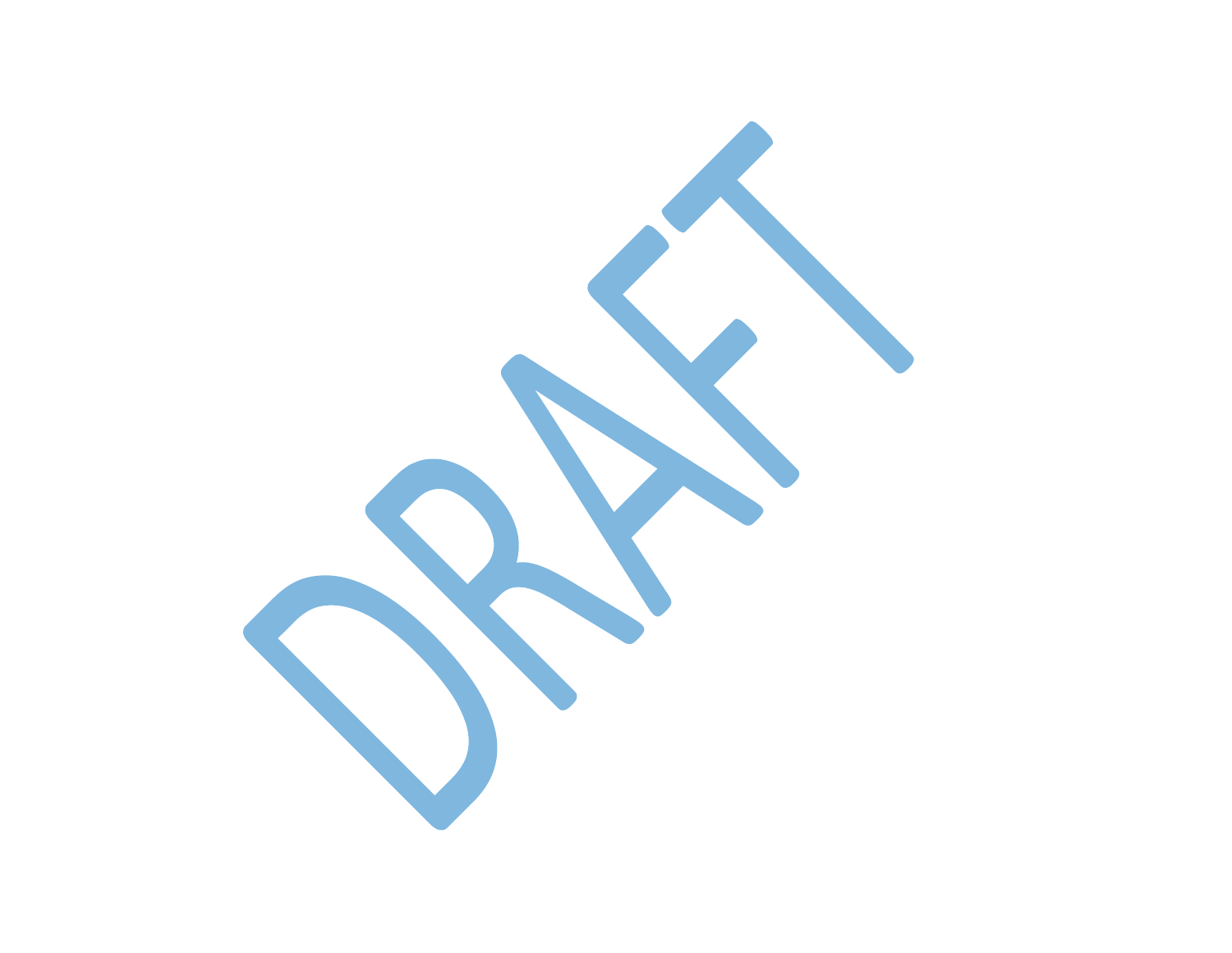DRAFT